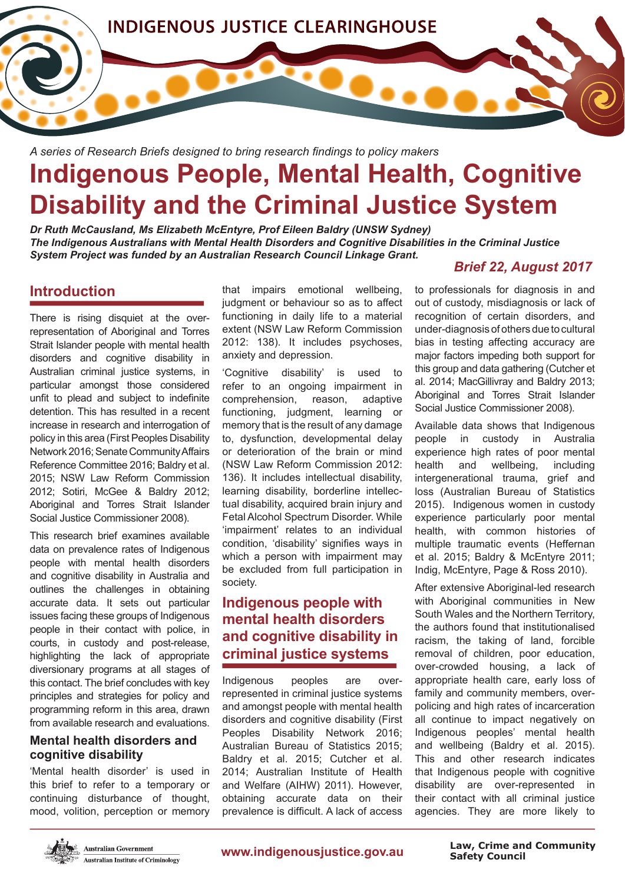INDIGENOUS JUSTICE CLEARINGHOUSE

*A series of Research Briefs designed to bring research findings to policy makers*

# Indigenous People, Mental Health, Cognitive Disability and the Criminal Justice System

***Dr Ruth McCausland, Ms Elizabeth McEntyre, Prof Eileen Baldry (UNSW Sydney)***
***The Indigenous Australians with Mental Health Disorders and Cognitive Disabilities in the Criminal Justice System Project was funded by an Australian Research Council Linkage Grant.***

***Brief 22, August 2017***

## Introduction

There is rising disquiet at the over-representation of Aboriginal and Torres Strait Islander people with mental health disorders and cognitive disability in Australian criminal justice systems, in particular amongst those considered unfit to plead and subject to indefinite detention. This has resulted in a recent increase in research and interrogation of policy in this area (First Peoples Disability Network 2016; Senate Community Affairs Reference Committee 2016; Baldry et al. 2015; NSW Law Reform Commission 2012; Sotiri, McGee & Baldry 2012; Aboriginal and Torres Strait Islander Social Justice Commissioner 2008).

This research brief examines available data on prevalence rates of Indigenous people with mental health disorders and cognitive disability in Australia and outlines the challenges in obtaining accurate data. It sets out particular issues facing these groups of Indigenous people in their contact with police, in courts, in custody and post-release, highlighting the lack of appropriate diversionary programs at all stages of this contact. The brief concludes with key principles and strategies for policy and programming reform in this area, drawn from available research and evaluations.

### Mental health disorders and cognitive disability

'Mental health disorder' is used in this brief to refer to a temporary or continuing disturbance of thought, mood, volition, perception or memory that impairs emotional wellbeing, judgment or behaviour so as to affect functioning in daily life to a material extent (NSW Law Reform Commission 2012: 138). It includes psychoses, anxiety and depression.

'Cognitive disability' is used to refer to an ongoing impairment in comprehension, reason, adaptive functioning, judgment, learning or memory that is the result of any damage to, dysfunction, developmental delay or deterioration of the brain or mind (NSW Law Reform Commission 2012: 136). It includes intellectual disability, learning disability, borderline intellectual disability, acquired brain injury and Fetal Alcohol Spectrum Disorder. While 'impairment' relates to an individual condition, 'disability' signifies ways in which a person with impairment may be excluded from full participation in society.

## Indigenous people with mental health disorders and cognitive disability in criminal justice systems

Indigenous peoples are over-represented in criminal justice systems and amongst people with mental health disorders and cognitive disability (First Peoples Disability Network 2016; Australian Bureau of Statistics 2015; Baldry et al. 2015; Cutcher et al. 2014; Australian Institute of Health and Welfare (AIHW) 2011). However, obtaining accurate data on their prevalence rates is difficult. A lack of access to professionals for diagnosis in and out of custody, misdiagnosis or lack of recognition of certain disorders, and under-diagnosis of others due to cultural bias in testing affecting accuracy are major factors impeding both support for this group and data gathering (Cutcher et al. 2014; MacGillivray and Baldry 2013; Aboriginal and Torres Strait Islander Social Justice Commissioner 2008).

Available data shows that Indigenous people in custody in Australia experience high rates of poor mental health and wellbeing, including intergenerational trauma, grief and loss (Australian Bureau of Statistics 2015). Indigenous women in custody experience particularly poor mental health, with common histories of multiple traumatic events (Heffernan et al. 2015; Baldry & McEntyre 2011; Indig, McEntyre, Page & Ross 2010).

After extensive Aboriginal-led research with Aboriginal communities in New South Wales and the Northern Territory, the authors found that institutionalised racism, the taking of land, forcible removal of children, poor education, over-crowded housing, a lack of appropriate health care, early loss of family and community members, over-policing and high rates of incarceration all continue to impact negatively on Indigenous peoples' mental health and wellbeing (Baldry et al. 2015). This and other research indicates that Indigenous people with cognitive disability are over-represented in their contact with all criminal justice agencies. They are more likely to

Australian Government — Australian Institute of Criminology

www.indigenousjustice.gov.au

Law, Crime and Community Safety Council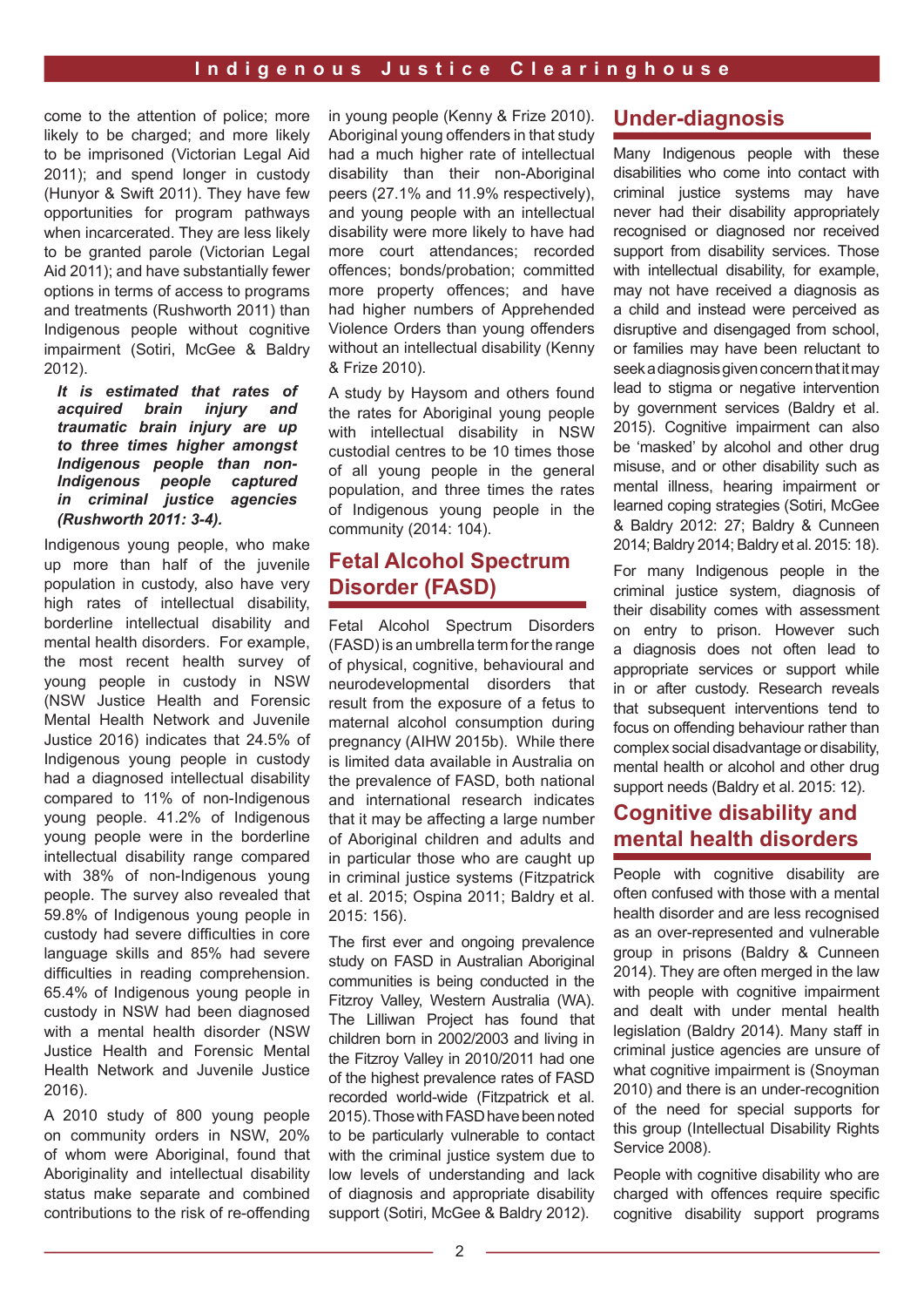come to the attention of police; more likely to be charged; and more likely to be imprisoned (Victorian Legal Aid 2011); and spend longer in custody (Hunyor & Swift 2011). They have few opportunities for program pathways when incarcerated. They are less likely to be granted parole (Victorian Legal Aid 2011); and have substantially fewer options in terms of access to programs and treatments (Rushworth 2011) than Indigenous people without cognitive impairment (Sotiri, McGee & Baldry 2012).

***It is estimated that rates of acquired brain injury and traumatic brain injury are up to three times higher amongst Indigenous people than non-Indigenous people captured in criminal justice agencies (Rushworth 2011: 3-4).***

Indigenous young people, who make up more than half of the juvenile population in custody, also have very high rates of intellectual disability, borderline intellectual disability and mental health disorders. For example, the most recent health survey of young people in custody in NSW (NSW Justice Health and Forensic Mental Health Network and Juvenile Justice 2016) indicates that 24.5% of Indigenous young people in custody had a diagnosed intellectual disability compared to 11% of non-Indigenous young people. 41.2% of Indigenous young people were in the borderline intellectual disability range compared with 38% of non-Indigenous young people. The survey also revealed that 59.8% of Indigenous young people in custody had severe difficulties in core language skills and 85% had severe difficulties in reading comprehension. 65.4% of Indigenous young people in custody in NSW had been diagnosed with a mental health disorder (NSW Justice Health and Forensic Mental Health Network and Juvenile Justice 2016).

A 2010 study of 800 young people on community orders in NSW, 20% of whom were Aboriginal, found that Aboriginality and intellectual disability status make separate and combined contributions to the risk of re-offending in young people (Kenny & Frize 2010). Aboriginal young offenders in that study had a much higher rate of intellectual disability than their non-Aboriginal peers (27.1% and 11.9% respectively), and young people with an intellectual disability were more likely to have had more court attendances; recorded offences; bonds/probation; committed more property offences; and have had higher numbers of Apprehended Violence Orders than young offenders without an intellectual disability (Kenny & Frize 2010).

A study by Haysom and others found the rates for Aboriginal young people with intellectual disability in NSW custodial centres to be 10 times those of all young people in the general population, and three times the rates of Indigenous young people in the community (2014: 104).

## Fetal Alcohol Spectrum Disorder (FASD)

Fetal Alcohol Spectrum Disorders (FASD) is an umbrella term for the range of physical, cognitive, behavioural and neurodevelopmental disorders that result from the exposure of a fetus to maternal alcohol consumption during pregnancy (AIHW 2015b). While there is limited data available in Australia on the prevalence of FASD, both national and international research indicates that it may be affecting a large number of Aboriginal children and adults and in particular those who are caught up in criminal justice systems (Fitzpatrick et al. 2015; Ospina 2011; Baldry et al. 2015: 156).

The first ever and ongoing prevalence study on FASD in Australian Aboriginal communities is being conducted in the Fitzroy Valley, Western Australia (WA). The Lilliwan Project has found that children born in 2002/2003 and living in the Fitzroy Valley in 2010/2011 had one of the highest prevalence rates of FASD recorded world-wide (Fitzpatrick et al. 2015). Those with FASD have been noted to be particularly vulnerable to contact with the criminal justice system due to low levels of understanding and lack of diagnosis and appropriate disability support (Sotiri, McGee & Baldry 2012).

## Under-diagnosis

Many Indigenous people with these disabilities who come into contact with criminal justice systems may have never had their disability appropriately recognised or diagnosed nor received support from disability services. Those with intellectual disability, for example, may not have received a diagnosis as a child and instead were perceived as disruptive and disengaged from school, or families may have been reluctant to seek a diagnosis given concern that it may lead to stigma or negative intervention by government services (Baldry et al. 2015). Cognitive impairment can also be 'masked' by alcohol and other drug misuse, and or other disability such as mental illness, hearing impairment or learned coping strategies (Sotiri, McGee & Baldry 2012: 27; Baldry & Cunneen 2014; Baldry 2014; Baldry et al. 2015: 18).

For many Indigenous people in the criminal justice system, diagnosis of their disability comes with assessment on entry to prison. However such a diagnosis does not often lead to appropriate services or support while in or after custody. Research reveals that subsequent interventions tend to focus on offending behaviour rather than complex social disadvantage or disability, mental health or alcohol and other drug support needs (Baldry et al. 2015: 12).

## Cognitive disability and mental health disorders

People with cognitive disability are often confused with those with a mental health disorder and are less recognised as an over-represented and vulnerable group in prisons (Baldry & Cunneen 2014). They are often merged in the law with people with cognitive impairment and dealt with under mental health legislation (Baldry 2014). Many staff in criminal justice agencies are unsure of what cognitive impairment is (Snoyman 2010) and there is an under-recognition of the need for special supports for this group (Intellectual Disability Rights Service 2008).

People with cognitive disability who are charged with offences require specific cognitive disability support programs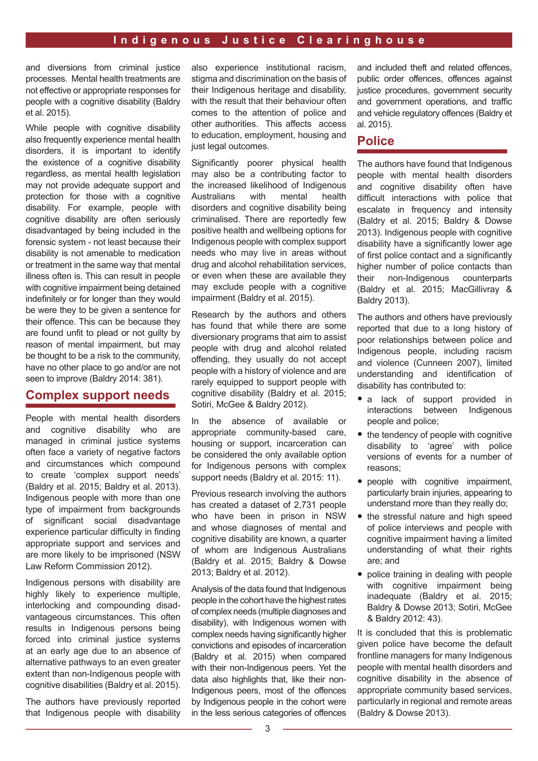and diversions from criminal justice processes. Mental health treatments are not effective or appropriate responses for people with a cognitive disability (Baldry et al. 2015).

While people with cognitive disability also frequently experience mental health disorders, it is important to identify the existence of a cognitive disability regardless, as mental health legislation may not provide adequate support and protection for those with a cognitive disability. For example, people with cognitive disability are often seriously disadvantaged by being included in the forensic system - not least because their disability is not amenable to medication or treatment in the same way that mental illness often is. This can result in people with cognitive impairment being detained indefinitely or for longer than they would be were they to be given a sentence for their offence. This can be because they are found unfit to plead or not guilty by reason of mental impairment, but may be thought to be a risk to the community, have no other place to go and/or are not seen to improve (Baldry 2014: 381).

## Complex support needs

People with mental health disorders and cognitive disability who are managed in criminal justice systems often face a variety of negative factors and circumstances which compound to create 'complex support needs' (Baldry et al. 2015; Baldry et al. 2013). Indigenous people with more than one type of impairment from backgrounds of significant social disadvantage experience particular difficulty in finding appropriate support and services and are more likely to be imprisoned (NSW Law Reform Commission 2012).

Indigenous persons with disability are highly likely to experience multiple, interlocking and compounding disadvantageous circumstances. This often results in Indigenous persons being forced into criminal justice systems at an early age due to an absence of alternative pathways to an even greater extent than non-Indigenous people with cognitive disabilities (Baldry et al. 2015).

The authors have previously reported that Indigenous people with disability also experience institutional racism, stigma and discrimination on the basis of their Indigenous heritage and disability, with the result that their behaviour often comes to the attention of police and other authorities. This affects access to education, employment, housing and just legal outcomes.

Significantly poorer physical health may also be a contributing factor to the increased likelihood of Indigenous Australians with mental health disorders and cognitive disability being criminalised. There are reportedly few positive health and wellbeing options for Indigenous people with complex support needs who may live in areas without drug and alcohol rehabilitation services, or even when these are available they may exclude people with a cognitive impairment (Baldry et al. 2015).

Research by the authors and others has found that while there are some diversionary programs that aim to assist people with drug and alcohol related offending, they usually do not accept people with a history of violence and are rarely equipped to support people with cognitive disability (Baldry et al. 2015; Sotiri, McGee & Baldry 2012).

In the absence of available or appropriate community-based care, housing or support, incarceration can be considered the only available option for Indigenous persons with complex support needs (Baldry et al. 2015: 11).

Previous research involving the authors has created a dataset of 2,731 people who have been in prison in NSW and whose diagnoses of mental and cognitive disability are known, a quarter of whom are Indigenous Australians (Baldry et al. 2015; Baldry & Dowse 2013; Baldry et al. 2012).

Analysis of the data found that Indigenous people in the cohort have the highest rates of complex needs (multiple diagnoses and disability), with Indigenous women with complex needs having significantly higher convictions and episodes of incarceration (Baldry et al. 2015) when compared with their non-Indigenous peers. Yet the data also highlights that, like their non-Indigenous peers, most of the offences by Indigenous people in the cohort were in the less serious categories of offences and included theft and related offences, public order offences, offences against justice procedures, government security and government operations, and traffic and vehicle regulatory offences (Baldry et al. 2015).

## Police

The authors have found that Indigenous people with mental health disorders and cognitive disability often have difficult interactions with police that escalate in frequency and intensity (Baldry et al. 2015; Baldry & Dowse 2013). Indigenous people with cognitive disability have a significantly lower age of first police contact and a significantly higher number of police contacts than their non-Indigenous counterparts (Baldry et al. 2015; MacGillivray & Baldry 2013).

The authors and others have previously reported that due to a long history of poor relationships between police and Indigenous people, including racism and violence (Cunneen 2007), limited understanding and identification of disability has contributed to:

- a lack of support provided in interactions between Indigenous people and police;
- the tendency of people with cognitive disability to 'agree' with police versions of events for a number of reasons;
- people with cognitive impairment, particularly brain injuries, appearing to understand more than they really do;
- the stressful nature and high speed of police interviews and people with cognitive impairment having a limited understanding of what their rights are; and
- police training in dealing with people with cognitive impairment being inadequate (Baldry et al. 2015; Baldry & Dowse 2013; Sotiri, McGee & Baldry 2012: 43).

It is concluded that this is problematic given police have become the default frontline managers for many Indigenous people with mental health disorders and cognitive disability in the absence of appropriate community based services, particularly in regional and remote areas (Baldry & Dowse 2013).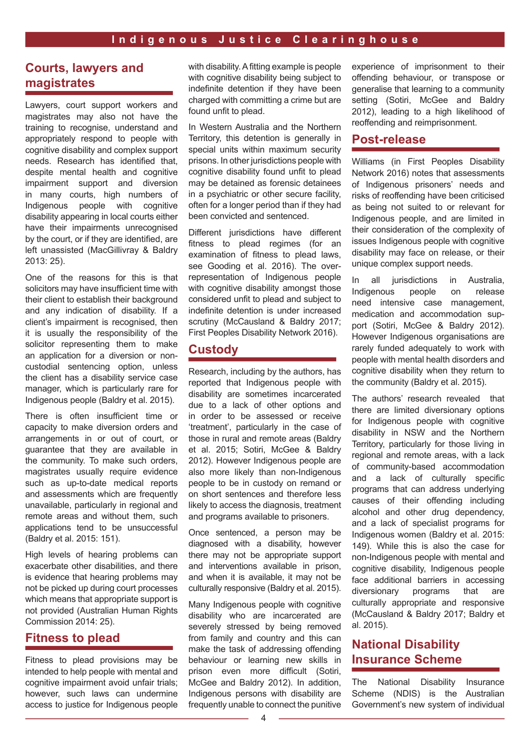## Courts, lawyers and magistrates

Lawyers, court support workers and magistrates may also not have the training to recognise, understand and appropriately respond to people with cognitive disability and complex support needs. Research has identified that, despite mental health and cognitive impairment support and diversion in many courts, high numbers of Indigenous people with cognitive disability appearing in local courts either have their impairments unrecognised by the court, or if they are identified, are left unassisted (MacGillivray & Baldry 2013: 25).

One of the reasons for this is that solicitors may have insufficient time with their client to establish their background and any indication of disability. If a client's impairment is recognised, then it is usually the responsibility of the solicitor representing them to make an application for a diversion or non-custodial sentencing option, unless the client has a disability service case manager, which is particularly rare for Indigenous people (Baldry et al. 2015).

There is often insufficient time or capacity to make diversion orders and arrangements in or out of court, or guarantee that they are available in the community. To make such orders, magistrates usually require evidence such as up-to-date medical reports and assessments which are frequently unavailable, particularly in regional and remote areas and without them, such applications tend to be unsuccessful (Baldry et al. 2015: 151).

High levels of hearing problems can exacerbate other disabilities, and there is evidence that hearing problems may not be picked up during court processes which means that appropriate support is not provided (Australian Human Rights Commission 2014: 25).

## Fitness to plead

Fitness to plead provisions may be intended to help people with mental and cognitive impairment avoid unfair trials; however, such laws can undermine access to justice for Indigenous people with disability. A fitting example is people with cognitive disability being subject to indefinite detention if they have been charged with committing a crime but are found unfit to plead.

In Western Australia and the Northern Territory, this detention is generally in special units within maximum security prisons. In other jurisdictions people with cognitive disability found unfit to plead may be detained as forensic detainees in a psychiatric or other secure facility, often for a longer period than if they had been convicted and sentenced.

Different jurisdictions have different fitness to plead regimes (for an examination of fitness to plead laws, see Gooding et al. 2016). The over-representation of Indigenous people with cognitive disability amongst those considered unfit to plead and subject to indefinite detention is under increased scrutiny (McCausland & Baldry 2017; First Peoples Disability Network 2016).

## Custody

Research, including by the authors, has reported that Indigenous people with disability are sometimes incarcerated due to a lack of other options and in order to be assessed or receive 'treatment', particularly in the case of those in rural and remote areas (Baldry et al. 2015; Sotiri, McGee & Baldry 2012). However Indigenous people are also more likely than non-Indigenous people to be in custody on remand or on short sentences and therefore less likely to access the diagnosis, treatment and programs available to prisoners.

Once sentenced, a person may be diagnosed with a disability, however there may not be appropriate support and interventions available in prison, and when it is available, it may not be culturally responsive (Baldry et al. 2015).

Many Indigenous people with cognitive disability who are incarcerated are severely stressed by being removed from family and country and this can make the task of addressing offending behaviour or learning new skills in prison even more difficult (Sotiri, McGee and Baldry 2012). In addition, Indigenous persons with disability are frequently unable to connect the punitive experience of imprisonment to their offending behaviour, or transpose or generalise that learning to a community setting (Sotiri, McGee and Baldry 2012), leading to a high likelihood of reoffending and reimprisonment.

## Post-release

Williams (in First Peoples Disability Network 2016) notes that assessments of Indigenous prisoners' needs and risks of reoffending have been criticised as being not suited to or relevant for Indigenous people, and are limited in their consideration of the complexity of issues Indigenous people with cognitive disability may face on release, or their unique complex support needs.

In all jurisdictions in Australia, Indigenous people on release need intensive case management, medication and accommodation support (Sotiri, McGee & Baldry 2012). However Indigenous organisations are rarely funded adequately to work with people with mental health disorders and cognitive disability when they return to the community (Baldry et al. 2015).

The authors' research revealed that there are limited diversionary options for Indigenous people with cognitive disability in NSW and the Northern Territory, particularly for those living in regional and remote areas, with a lack of community-based accommodation and a lack of culturally specific programs that can address underlying causes of their offending including alcohol and other drug dependency, and a lack of specialist programs for Indigenous women (Baldry et al. 2015: 149). While this is also the case for non-Indigenous people with mental and cognitive disability, Indigenous people face additional barriers in accessing diversionary programs that are culturally appropriate and responsive (McCausland & Baldry 2017; Baldry et al. 2015).

## National Disability Insurance Scheme

The National Disability Insurance Scheme (NDIS) is the Australian Government's new system of individual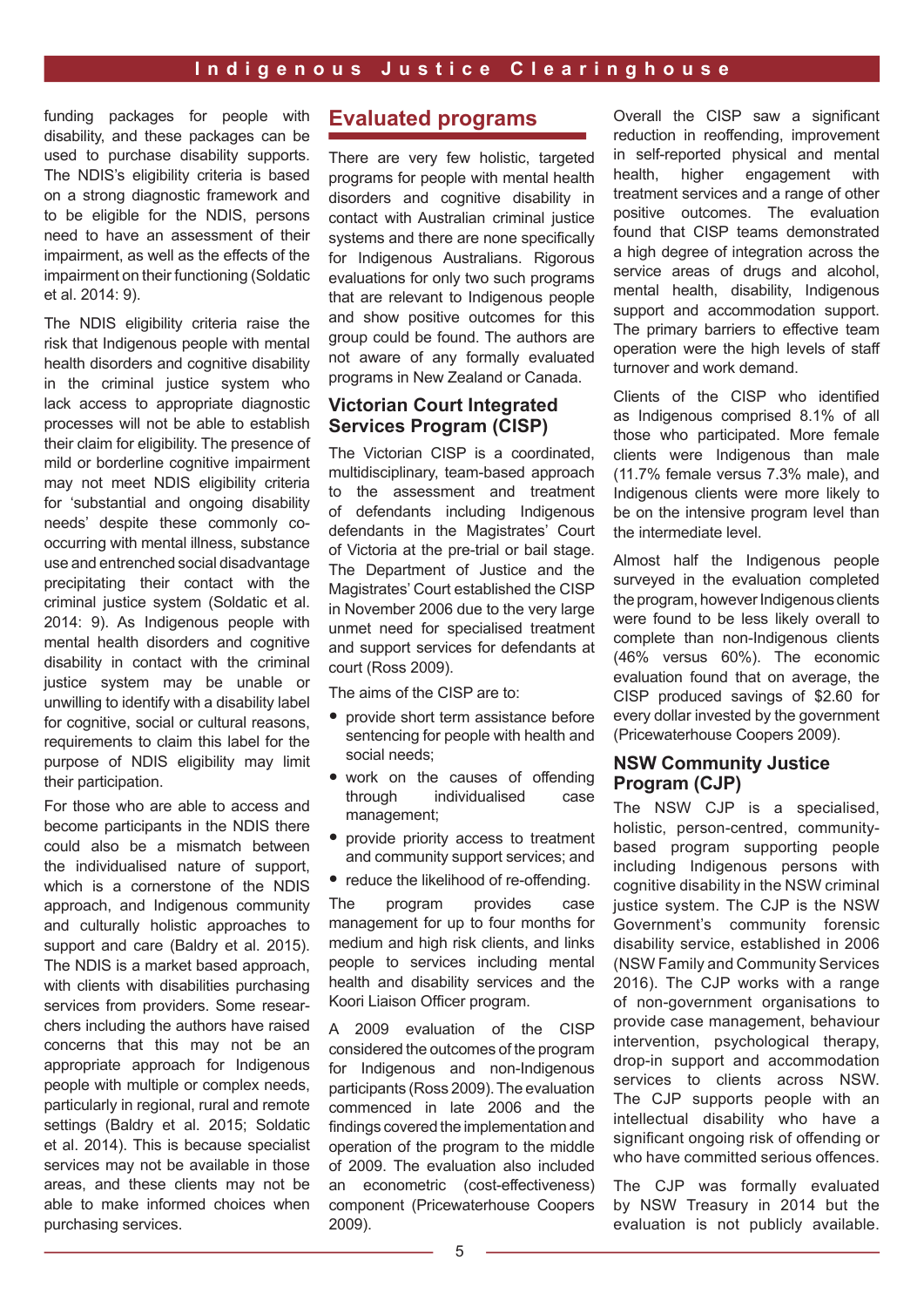funding packages for people with disability, and these packages can be used to purchase disability supports. The NDIS's eligibility criteria is based on a strong diagnostic framework and to be eligible for the NDIS, persons need to have an assessment of their impairment, as well as the effects of the impairment on their functioning (Soldatic et al. 2014: 9).

The NDIS eligibility criteria raise the risk that Indigenous people with mental health disorders and cognitive disability in the criminal justice system who lack access to appropriate diagnostic processes will not be able to establish their claim for eligibility. The presence of mild or borderline cognitive impairment may not meet NDIS eligibility criteria for 'substantial and ongoing disability needs' despite these commonly co-occurring with mental illness, substance use and entrenched social disadvantage precipitating their contact with the criminal justice system (Soldatic et al. 2014: 9). As Indigenous people with mental health disorders and cognitive disability in contact with the criminal justice system may be unable or unwilling to identify with a disability label for cognitive, social or cultural reasons, requirements to claim this label for the purpose of NDIS eligibility may limit their participation.

For those who are able to access and become participants in the NDIS there could also be a mismatch between the individualised nature of support, which is a cornerstone of the NDIS approach, and Indigenous community and culturally holistic approaches to support and care (Baldry et al. 2015). The NDIS is a market based approach, with clients with disabilities purchasing services from providers. Some researchers including the authors have raised concerns that this may not be an appropriate approach for Indigenous people with multiple or complex needs, particularly in regional, rural and remote settings (Baldry et al. 2015; Soldatic et al. 2014). This is because specialist services may not be available in those areas, and these clients may not be able to make informed choices when purchasing services.

## Evaluated programs

There are very few holistic, targeted programs for people with mental health disorders and cognitive disability in contact with Australian criminal justice systems and there are none specifically for Indigenous Australians. Rigorous evaluations for only two such programs that are relevant to Indigenous people and show positive outcomes for this group could be found. The authors are not aware of any formally evaluated programs in New Zealand or Canada.

### Victorian Court Integrated Services Program (CISP)

The Victorian CISP is a coordinated, multidisciplinary, team-based approach to the assessment and treatment of defendants including Indigenous defendants in the Magistrates' Court of Victoria at the pre-trial or bail stage. The Department of Justice and the Magistrates' Court established the CISP in November 2006 due to the very large unmet need for specialised treatment and support services for defendants at court (Ross 2009).

The aims of the CISP are to:

- provide short term assistance before sentencing for people with health and social needs;
- work on the causes of offending through individualised case management;
- provide priority access to treatment and community support services; and
- reduce the likelihood of re-offending.

The program provides case management for up to four months for medium and high risk clients, and links people to services including mental health and disability services and the Koori Liaison Officer program.

A 2009 evaluation of the CISP considered the outcomes of the program for Indigenous and non-Indigenous participants (Ross 2009). The evaluation commenced in late 2006 and the findings covered the implementation and operation of the program to the middle of 2009. The evaluation also included an econometric (cost-effectiveness) component (Pricewaterhouse Coopers 2009).

Overall the CISP saw a significant reduction in reoffending, improvement in self-reported physical and mental health, higher engagement with treatment services and a range of other positive outcomes. The evaluation found that CISP teams demonstrated a high degree of integration across the service areas of drugs and alcohol, mental health, disability, Indigenous support and accommodation support. The primary barriers to effective team operation were the high levels of staff turnover and work demand.

Clients of the CISP who identified as Indigenous comprised 8.1% of all those who participated. More female clients were Indigenous than male (11.7% female versus 7.3% male), and Indigenous clients were more likely to be on the intensive program level than the intermediate level.

Almost half the Indigenous people surveyed in the evaluation completed the program, however Indigenous clients were found to be less likely overall to complete than non-Indigenous clients (46% versus 60%). The economic evaluation found that on average, the CISP produced savings of $2.60 for every dollar invested by the government (Pricewaterhouse Coopers 2009).

### NSW Community Justice Program (CJP)

The NSW CJP is a specialised, holistic, person-centred, community-based program supporting people including Indigenous persons with cognitive disability in the NSW criminal justice system. The CJP is the NSW Government's community forensic disability service, established in 2006 (NSW Family and Community Services 2016). The CJP works with a range of non-government organisations to provide case management, behaviour intervention, psychological therapy, drop-in support and accommodation services to clients across NSW. The CJP supports people with an intellectual disability who have a significant ongoing risk of offending or who have committed serious offences.

The CJP was formally evaluated by NSW Treasury in 2014 but the evaluation is not publicly available.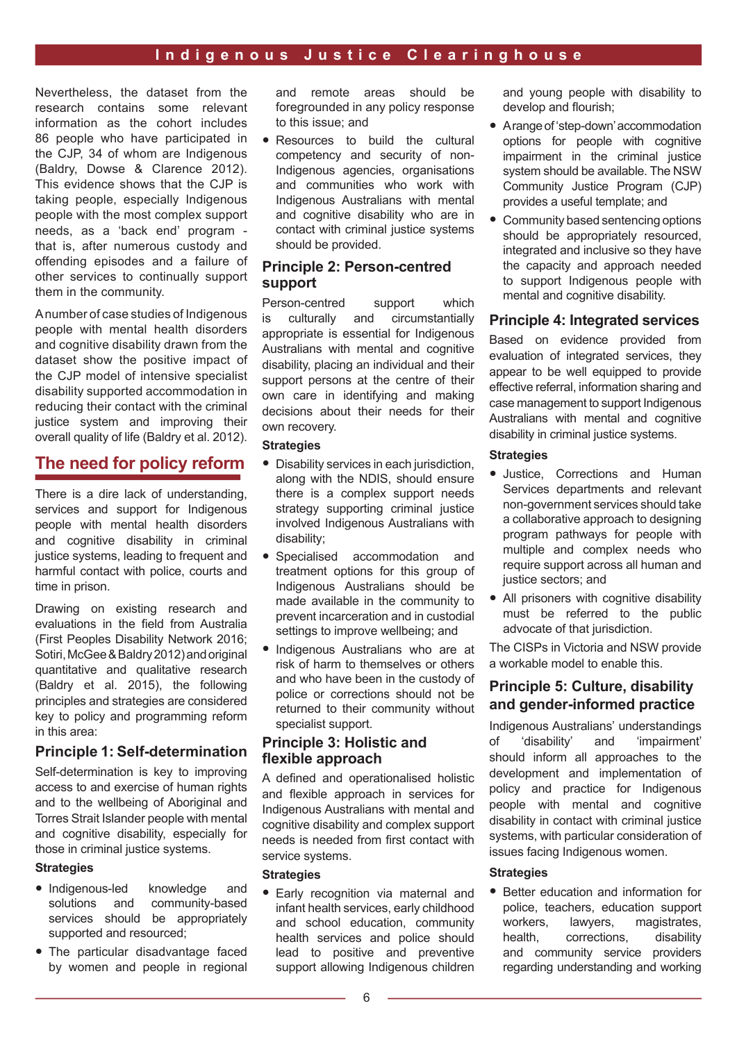Nevertheless, the dataset from the research contains some relevant information as the cohort includes 86 people who have participated in the CJP, 34 of whom are Indigenous (Baldry, Dowse & Clarence 2012). This evidence shows that the CJP is taking people, especially Indigenous people with the most complex support needs, as a 'back end' program - that is, after numerous custody and offending episodes and a failure of other services to continually support them in the community.

A number of case studies of Indigenous people with mental health disorders and cognitive disability drawn from the dataset show the positive impact of the CJP model of intensive specialist disability supported accommodation in reducing their contact with the criminal justice system and improving their overall quality of life (Baldry et al. 2012).

## The need for policy reform

There is a dire lack of understanding, services and support for Indigenous people with mental health disorders and cognitive disability in criminal justice systems, leading to frequent and harmful contact with police, courts and time in prison.

Drawing on existing research and evaluations in the field from Australia (First Peoples Disability Network 2016; Sotiri, McGee & Baldry 2012) and original quantitative and qualitative research (Baldry et al. 2015), the following principles and strategies are considered key to policy and programming reform in this area:

### Principle 1: Self-determination

Self-determination is key to improving access to and exercise of human rights and to the wellbeing of Aboriginal and Torres Strait Islander people with mental and cognitive disability, especially for those in criminal justice systems.

**Strategies**

- Indigenous-led knowledge and solutions and community-based services should be appropriately supported and resourced;
- The particular disadvantage faced by women and people in regional and remote areas should be foregrounded in any policy response to this issue; and
- Resources to build the cultural competency and security of non-Indigenous agencies, organisations and communities who work with Indigenous Australians with mental and cognitive disability who are in contact with criminal justice systems should be provided.

### Principle 2: Person-centred support

Person-centred support which is culturally and circumstantially appropriate is essential for Indigenous Australians with mental and cognitive disability, placing an individual and their support persons at the centre of their own care in identifying and making decisions about their needs for their own recovery.

**Strategies**

- Disability services in each jurisdiction, along with the NDIS, should ensure there is a complex support needs strategy supporting criminal justice involved Indigenous Australians with disability;
- Specialised accommodation and treatment options for this group of Indigenous Australians should be made available in the community to prevent incarceration and in custodial settings to improve wellbeing; and
- Indigenous Australians who are at risk of harm to themselves or others and who have been in the custody of police or corrections should not be returned to their community without specialist support.

### Principle 3: Holistic and flexible approach

A defined and operationalised holistic and flexible approach in services for Indigenous Australians with mental and cognitive disability and complex support needs is needed from first contact with service systems.

**Strategies**

- Early recognition via maternal and infant health services, early childhood and school education, community health services and police should lead to positive and preventive support allowing Indigenous children and young people with disability to develop and flourish;
- A range of 'step-down' accommodation options for people with cognitive impairment in the criminal justice system should be available. The NSW Community Justice Program (CJP) provides a useful template; and
- Community based sentencing options should be appropriately resourced, integrated and inclusive so they have the capacity and approach needed to support Indigenous people with mental and cognitive disability.

### Principle 4: Integrated services

Based on evidence provided from evaluation of integrated services, they appear to be well equipped to provide effective referral, information sharing and case management to support Indigenous Australians with mental and cognitive disability in criminal justice systems.

**Strategies**

- Justice, Corrections and Human Services departments and relevant non-government services should take a collaborative approach to designing program pathways for people with multiple and complex needs who require support across all human and justice sectors; and
- All prisoners with cognitive disability must be referred to the public advocate of that jurisdiction.

The CISPs in Victoria and NSW provide a workable model to enable this.

### Principle 5: Culture, disability and gender-informed practice

Indigenous Australians' understandings of 'disability' and 'impairment' should inform all approaches to the development and implementation of policy and practice for Indigenous people with mental and cognitive disability in contact with criminal justice systems, with particular consideration of issues facing Indigenous women.

**Strategies**

- Better education and information for police, teachers, education support workers, lawyers, magistrates, health, corrections, disability and community service providers regarding understanding and working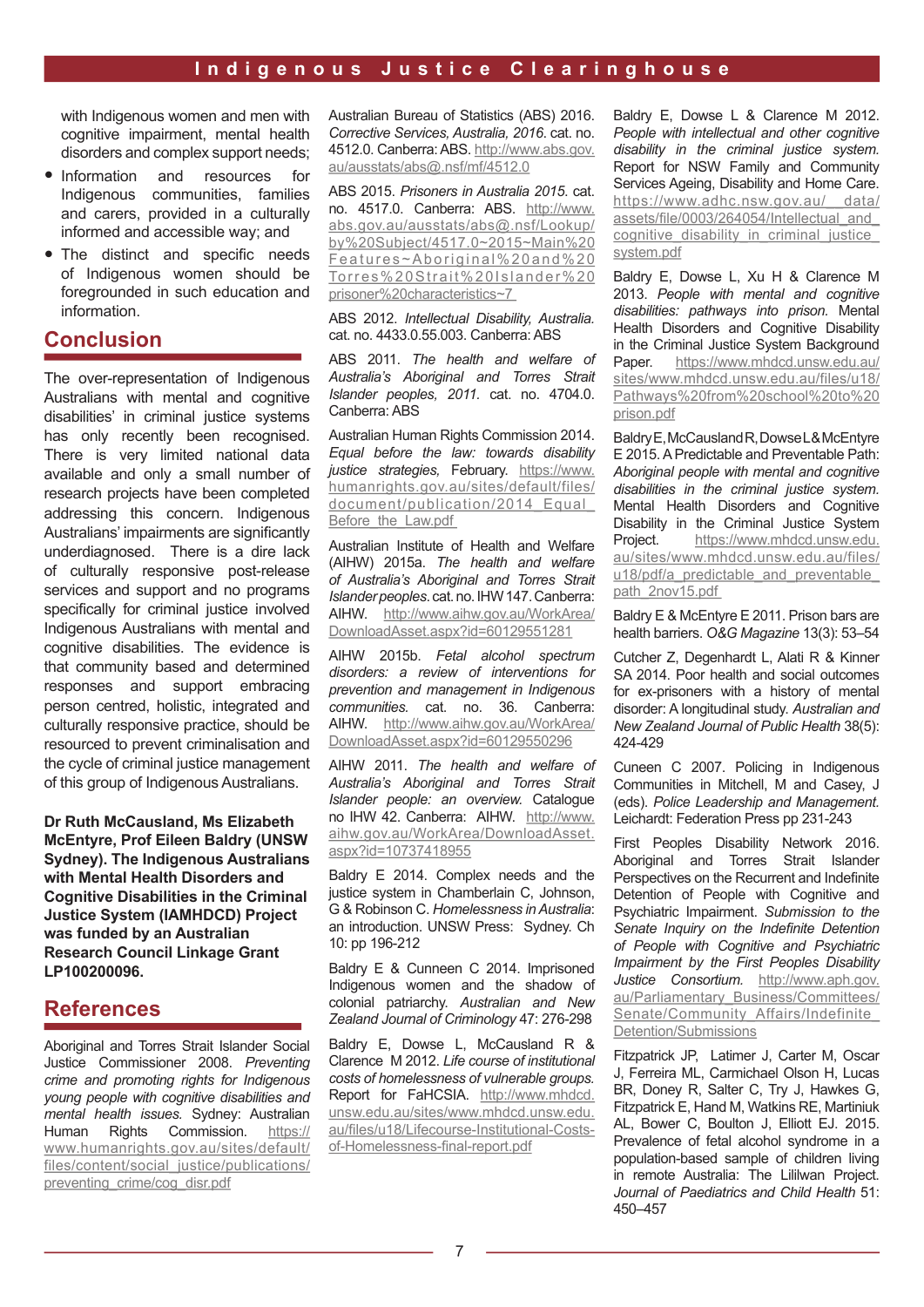with Indigenous women and men with cognitive impairment, mental health disorders and complex support needs;

- Information and resources for Indigenous communities, families and carers, provided in a culturally informed and accessible way; and
- The distinct and specific needs of Indigenous women should be foregrounded in such education and information.

## Conclusion

The over-representation of Indigenous Australians with mental and cognitive disabilities' in criminal justice systems has only recently been recognised. There is very limited national data available and only a small number of research projects have been completed addressing this concern. Indigenous Australians' impairments are significantly underdiagnosed. There is a dire lack of culturally responsive post-release services and support and no programs specifically for criminal justice involved Indigenous Australians with mental and cognitive disabilities. The evidence is that community based and determined responses and support embracing person centred, holistic, integrated and culturally responsive practice, should be resourced to prevent criminalisation and the cycle of criminal justice management of this group of Indigenous Australians.

**Dr Ruth McCausland, Ms Elizabeth McEntyre, Prof Eileen Baldry (UNSW Sydney). The Indigenous Australians with Mental Health Disorders and Cognitive Disabilities in the Criminal Justice System (IAMHDCD) Project was funded by an Australian Research Council Linkage Grant LP100200096.**

## References

Aboriginal and Torres Strait Islander Social Justice Commissioner 2008. *Preventing crime and promoting rights for Indigenous young people with cognitive disabilities and mental health issues.* Sydney: Australian Human Rights Commission. https://www.humanrights.gov.au/sites/default/files/content/social_justice/publications/preventing_crime/cog_disr.pdf

Australian Bureau of Statistics (ABS) 2016. *Corrective Services, Australia, 2016*. cat. no. 4512.0. Canberra: ABS. http://www.abs.gov.au/ausstats/abs@.nsf/mf/4512.0

ABS 2015. *Prisoners in Australia 2015.* cat. no. 4517.0. Canberra: ABS. http://www.abs.gov.au/ausstats/abs@.nsf/Lookup/by%20Subject/4517.0~2015~Main%20Features~Aboriginal%20and%20Torres%20Strait%20Islander%20prisoner%20characteristics~7

ABS 2012. *Intellectual Disability, Australia.* cat. no. 4433.0.55.003. Canberra: ABS

ABS 2011. *The health and welfare of Australia's Aboriginal and Torres Strait Islander peoples, 2011.* cat. no. 4704.0. Canberra: ABS

Australian Human Rights Commission 2014. *Equal before the law: towards disability justice strategies,* February. https://www.humanrights.gov.au/sites/default/files/document/publication/2014_Equal_Before_the_Law.pdf

Australian Institute of Health and Welfare (AIHW) 2015a. *The health and welfare of Australia's Aboriginal and Torres Strait Islander peoples.* cat. no. IHW 147. Canberra: AIHW. http://www.aihw.gov.au/WorkArea/DownloadAsset.aspx?id=60129551281

AIHW 2015b. *Fetal alcohol spectrum disorders: a review of interventions for prevention and management in Indigenous communities.* cat. no. 36. Canberra: AIHW. http://www.aihw.gov.au/WorkArea/DownloadAsset.aspx?id=60129550296

AIHW 2011. *The health and welfare of Australia's Aboriginal and Torres Strait Islander people: an overview.* Catalogue no IHW 42. Canberra: AIHW. http://www.aihw.gov.au/WorkArea/DownloadAsset.aspx?id=10737418955

Baldry E 2014. Complex needs and the justice system in Chamberlain C, Johnson, G & Robinson C. *Homelessness in Australia*: an introduction. UNSW Press: Sydney. Ch 10: pp 196-212

Baldry E & Cunneen C 2014. Imprisoned Indigenous women and the shadow of colonial patriarchy. *Australian and New Zealand Journal of Criminology* 47: 276-298

Baldry E, Dowse L, McCausland R & Clarence M 2012. *Life course of institutional costs of homelessness of vulnerable groups.* Report for FaHCSIA. http://www.mhdcd.unsw.edu.au/sites/www.mhdcd.unsw.edu.au/files/u18/Lifecourse-Institutional-Costs-of-Homelessness-final-report.pdf

Baldry E, Dowse L & Clarence M 2012. *People with intellectual and other cognitive disability in the criminal justice system.* Report for NSW Family and Community Services Ageing, Disability and Home Care. https://www.adhc.nsw.gov.au/__data/assets/file/0003/264054/Intellectual_and_cognitive_disability_in_criminal_justice_system.pdf

Baldry E, Dowse L, Xu H & Clarence M 2013. *People with mental and cognitive disabilities: pathways into prison.* Mental Health Disorders and Cognitive Disability in the Criminal Justice System Background Paper. https://www.mhdcd.unsw.edu.au/sites/www.mhdcd.unsw.edu.au/files/u18/Pathways%20from%20school%20to%20prison.pdf

Baldry E, McCausland R, Dowse L & McEntyre E 2015. A Predictable and Preventable Path: *Aboriginal people with mental and cognitive disabilities in the criminal justice system.* Mental Health Disorders and Cognitive Disability in the Criminal Justice System Project. https://www.mhdcd.unsw.edu.au/sites/www.mhdcd.unsw.edu.au/files/u18/pdf/a_predictable_and_preventable_path_2nov15.pdf

Baldry E & McEntyre E 2011. Prison bars are health barriers. *O&G Magazine* 13(3): 53–54

Cutcher Z, Degenhardt L, Alati R & Kinner SA 2014. Poor health and social outcomes for ex-prisoners with a history of mental disorder: A longitudinal study. *Australian and New Zealand Journal of Public Health* 38(5): 424-429

Cuneen C 2007. Policing in Indigenous Communities in Mitchell, M and Casey, J (eds). *Police Leadership and Management.* Leichardt: Federation Press pp 231-243

First Peoples Disability Network 2016. Aboriginal and Torres Strait Islander Perspectives on the Recurrent and Indefinite Detention of People with Cognitive and Psychiatric Impairment. *Submission to the Senate Inquiry on the Indefinite Detention of People with Cognitive and Psychiatric Impairment by the First Peoples Disability Justice Consortium.* http://www.aph.gov.au/Parliamentary_Business/Committees/Senate/Community_Affairs/Indefinite_Detention/Submissions

Fitzpatrick JP, Latimer J, Carter M, Oscar J, Ferreira ML, Carmichael Olson H, Lucas BR, Doney R, Salter C, Try J, Hawkes G, Fitzpatrick E, Hand M, Watkins RE, Martiniuk AL, Bower C, Boulton J, Elliott EJ. 2015. Prevalence of fetal alcohol syndrome in a population-based sample of children living in remote Australia: The Lililwan Project. *Journal of Paediatrics and Child Health* 51: 450–457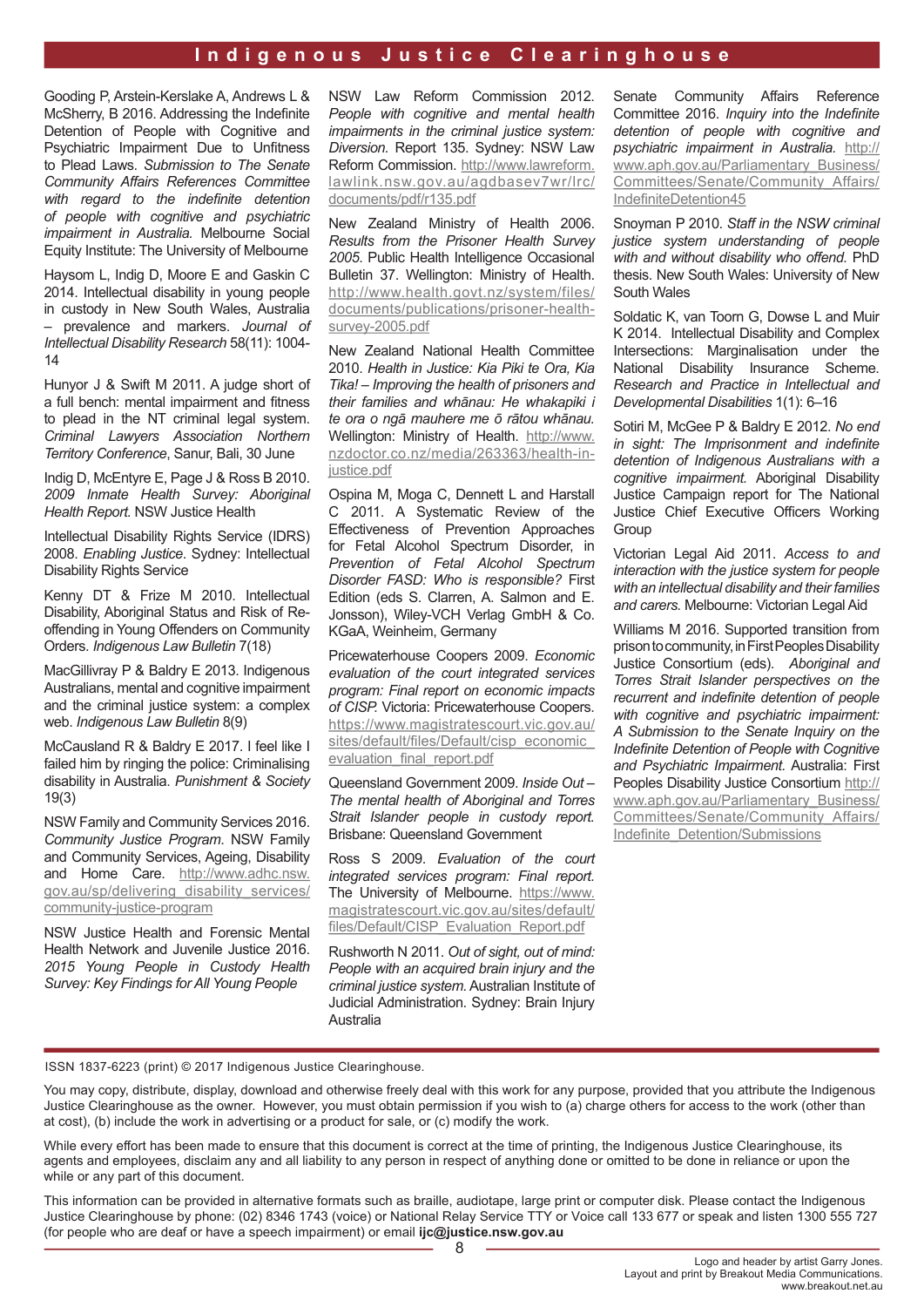Gooding P, Arstein-Kerslake A, Andrews L & McSherry, B 2016. Addressing the Indefinite Detention of People with Cognitive and Psychiatric Impairment Due to Unfitness to Plead Laws. *Submission to The Senate Community Affairs References Committee with regard to the indefinite detention of people with cognitive and psychiatric impairment in Australia.* Melbourne Social Equity Institute: The University of Melbourne

Haysom L, Indig D, Moore E and Gaskin C 2014. Intellectual disability in young people in custody in New South Wales, Australia – prevalence and markers. *Journal of Intellectual Disability Research* 58(11): 1004-14

Hunyor J & Swift M 2011. A judge short of a full bench: mental impairment and fitness to plead in the NT criminal legal system. *Criminal Lawyers Association Northern Territory Conference*, Sanur, Bali, 30 June

Indig D, McEntyre E, Page J & Ross B 2010. *2009 Inmate Health Survey: Aboriginal Health Report.* NSW Justice Health

Intellectual Disability Rights Service (IDRS) 2008. *Enabling Justice.* Sydney: Intellectual Disability Rights Service

Kenny DT & Frize M 2010. Intellectual Disability, Aboriginal Status and Risk of Re-offending in Young Offenders on Community Orders. *Indigenous Law Bulletin* 7(18)

MacGillivray P & Baldry E 2013. Indigenous Australians, mental and cognitive impairment and the criminal justice system: a complex web. *Indigenous Law Bulletin* 8(9)

McCausland R & Baldry E 2017. I feel like I failed him by ringing the police: Criminalising disability in Australia. *Punishment & Society* 19(3)

NSW Family and Community Services 2016. *Community Justice Program.* NSW Family and Community Services, Ageing, Disability and Home Care. http://www.adhc.nsw.gov.au/sp/delivering_disability_services/community-justice-program

NSW Justice Health and Forensic Mental Health Network and Juvenile Justice 2016. *2015 Young People in Custody Health Survey: Key Findings for All Young People*

NSW Law Reform Commission 2012. *People with cognitive and mental health impairments in the criminal justice system: Diversion.* Report 135. Sydney: NSW Law Reform Commission. http://www.lawreform.lawlink.nsw.gov.au/agdbasev7wr/lrc/documents/pdf/r135.pdf

New Zealand Ministry of Health 2006. *Results from the Prisoner Health Survey 2005.* Public Health Intelligence Occasional Bulletin 37. Wellington: Ministry of Health. http://www.health.govt.nz/system/files/documents/publications/prisoner-health-survey-2005.pdf

New Zealand National Health Committee 2010. *Health in Justice: Kia Piki te Ora, Kia Tika! – Improving the health of prisoners and their families and whānau: He whakapiki i te ora o ngā mauhere me ō rātou whānau.* Wellington: Ministry of Health. http://www.nzdoctor.co.nz/media/263363/health-in-justice.pdf

Ospina M, Moga C, Dennett L and Harstall C 2011. A Systematic Review of the Effectiveness of Prevention Approaches for Fetal Alcohol Spectrum Disorder, in *Prevention of Fetal Alcohol Spectrum Disorder FASD: Who is responsible?* First Edition (eds S. Clarren, A. Salmon and E. Jonsson), Wiley-VCH Verlag GmbH & Co. KGaA, Weinheim, Germany

Pricewaterhouse Coopers 2009. *Economic evaluation of the court integrated services program: Final report on economic impacts of CISP.* Victoria: Pricewaterhouse Coopers. https://www.magistratescourt.vic.gov.au/sites/default/files/Default/cisp_economic_evaluation_final_report.pdf

Queensland Government 2009. *Inside Out – The mental health of Aboriginal and Torres Strait Islander people in custody report.* Brisbane: Queensland Government

Ross S 2009. *Evaluation of the court integrated services program: Final report.* The University of Melbourne. https://www.magistratescourt.vic.gov.au/sites/default/files/Default/CISP_Evaluation_Report.pdf

Rushworth N 2011. *Out of sight, out of mind: People with an acquired brain injury and the criminal justice system.* Australian Institute of Judicial Administration. Sydney: Brain Injury Australia

Senate Community Affairs Reference Committee 2016. *Inquiry into the Indefinite detention of people with cognitive and psychiatric impairment in Australia.* http://www.aph.gov.au/Parliamentary_Business/Committees/Senate/Community_Affairs/IndefiniteDetention45

Snoyman P 2010. *Staff in the NSW criminal justice system understanding of people with and without disability who offend.* PhD thesis. New South Wales: University of New South Wales

Soldatic K, van Toorn G, Dowse L and Muir K 2014. Intellectual Disability and Complex Intersections: Marginalisation under the National Disability Insurance Scheme. *Research and Practice in Intellectual and Developmental Disabilities* 1(1): 6–16

Sotiri M, McGee P & Baldry E 2012. *No end in sight: The Imprisonment and indefinite detention of Indigenous Australians with a cognitive impairment.* Aboriginal Disability Justice Campaign report for The National Justice Chief Executive Officers Working Group

Victorian Legal Aid 2011. *Access to and interaction with the justice system for people with an intellectual disability and their families and carers.* Melbourne: Victorian Legal Aid

Williams M 2016. Supported transition from prison to community, in First Peoples Disability Justice Consortium (eds). *Aboriginal and Torres Strait Islander perspectives on the recurrent and indefinite detention of people with cognitive and psychiatric impairment: A Submission to the Senate Inquiry on the Indefinite Detention of People with Cognitive and Psychiatric Impairment.* Australia: First Peoples Disability Justice Consortium http://www.aph.gov.au/Parliamentary_Business/Committees/Senate/Community_Affairs/Indefinite_Detention/Submissions

---

ISSN 1837-6223 (print) © 2017 Indigenous Justice Clearinghouse.

You may copy, distribute, display, download and otherwise freely deal with this work for any purpose, provided that you attribute the Indigenous Justice Clearinghouse as the owner. However, you must obtain permission if you wish to (a) charge others for access to the work (other than at cost), (b) include the work in advertising or a product for sale, or (c) modify the work.

While every effort has been made to ensure that this document is correct at the time of printing, the Indigenous Justice Clearinghouse, its agents and employees, disclaim any and all liability to any person in respect of anything done or omitted to be done in reliance or upon the while or any part of this document.

This information can be provided in alternative formats such as braille, audiotape, large print or computer disk. Please contact the Indigenous Justice Clearinghouse by phone: (02) 8346 1743 (voice) or National Relay Service TTY or Voice call 133 677 or speak and listen 1300 555 727 (for people who are deaf or have a speech impairment) or email **ijc@justice.nsw.gov.au**

Logo and header by artist Garry Jones.
Layout and print by Breakout Media Communications.
www.breakout.net.au